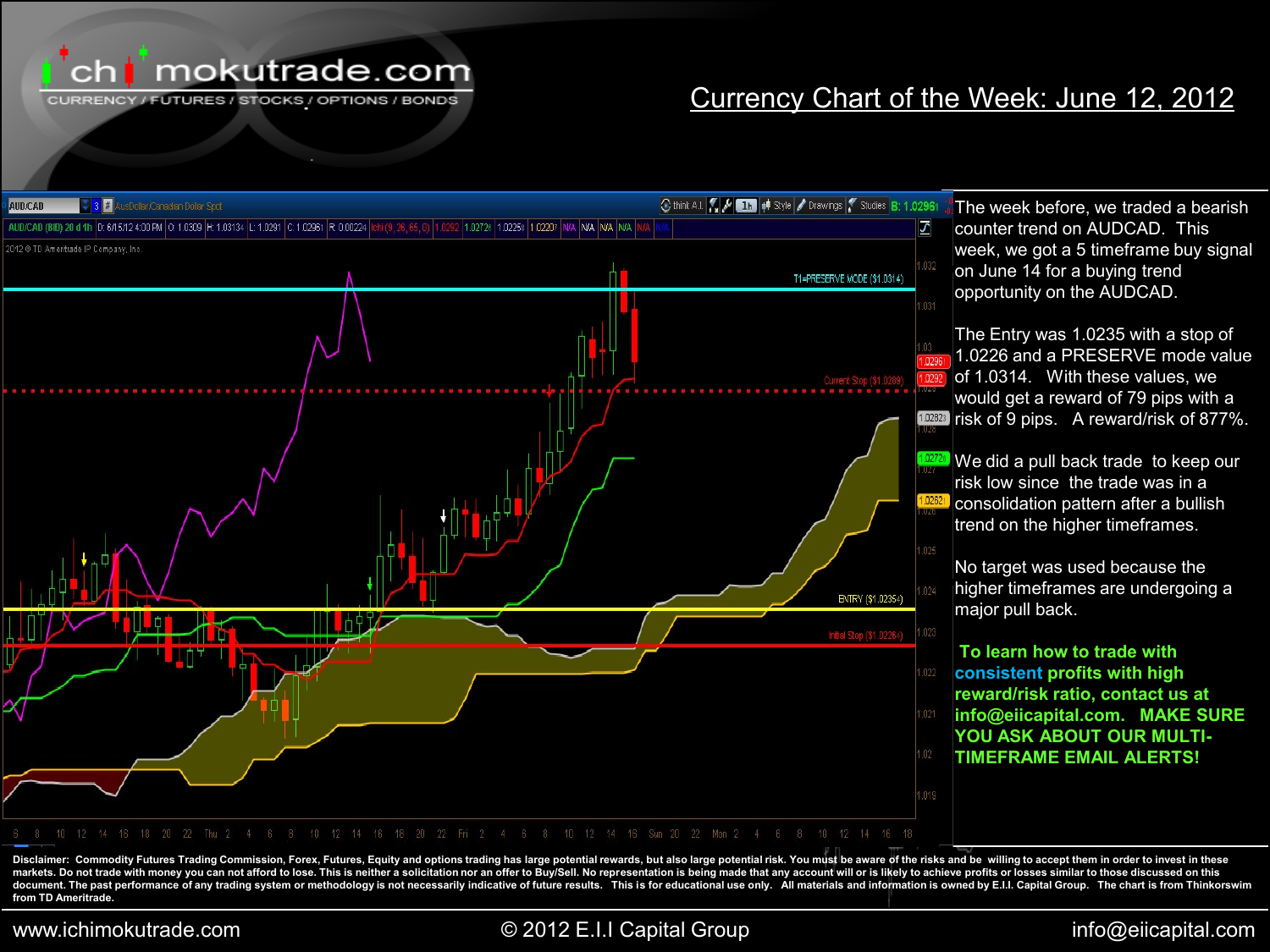# Currency Chart of the Week: June 12, 2012

The week before, we traded a bearish counter trend on AUDCAD. This week, we got a 5 timeframe buy signal on June 14 for a buying trend opportunity on the AUDCAD.

The Entry was 1.0235 with a stop of 1.0226 and a PRESERVE mode value of 1.0314. With these values, we would get a reward of 79 pips with a risk of 9 pips. A reward/risk of 877%.

We did a pull back trade to keep our risk low since the trade was in a consolidation pattern after a bullish trend on the higher timeframes.

No target was used because the higher timeframes are undergoing a major pull back.

**To learn how to trade with consistent profits with high reward/risk ratio, contact us at info@eiicapital.com. MAKE SURE YOU ASK ABOUT OUR MULTI-TIMEFRAME EMAIL ALERTS!**

**Disclaimer: Commodity Futures Trading Commission, Forex, Futures, Equity and options trading has large potential rewards, but also large potential risk. You must be aware of the risks and be willing to accept them in order to invest in these markets. Do not trade with money you can not afford to lose. This is neither a solicitation nor an offer to Buy/Sell. No representation is being made that any account will or is likely to achieve profits or losses similar to those discussed on this document. The past performance of any trading system or methodology is not necessarily indicative of future results. This is for educational use only. All materials and information is owned by E.I.I. Capital Group. The chart is from Thinkorswim from TD Ameritrade.**

www.ichimokutrade.com © 2012 E.I.I Capital Group info@eiicapital.com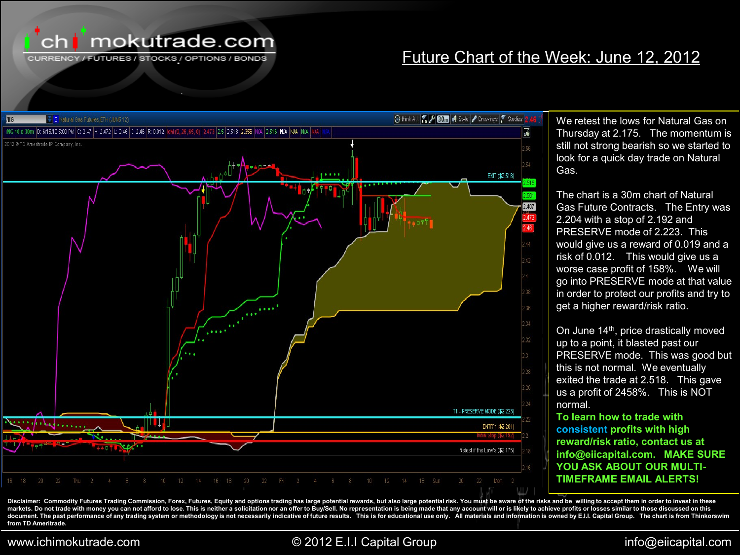# Future Chart of the Week: June 12, 2012

We retest the lows for Natural Gas on Thursday at 2.175. The momentum is still not strong bearish so we started to look for a quick day trade on Natural Gas.

The chart is a 30m chart of Natural Gas Future Contracts. The Entry was 2.204 with a stop of 2.192 and PRESERVE mode of 2.223. This would give us a reward of 0.019 and a risk of 0.012. This would give us a worse case profit of 158%. We will go into PRESERVE mode at that value in order to protect our profits and try to get a higher reward/risk ratio.

On June 14th, price drastically moved up to a point, it blasted past our PRESERVE mode. This was good but this is not normal. We eventually exited the trade at 2.518. This gave us a profit of 2458%. This is NOT normal.

**To learn how to trade with consistent profits with high reward/risk ratio, contact us at info@eiicapital.com. MAKE SURE YOU ASK ABOUT OUR MULTI-TIMEFRAME EMAIL ALERTS!**

**Disclaimer: Commodity Futures Trading Commission, Forex, Futures, Equity and options trading has large potential rewards, but also large potential risk. You must be aware of the risks and be willing to accept them in order to invest in these markets. Do not trade with money you can not afford to lose. This is neither a solicitation nor an offer to Buy/Sell. No representation is being made that any account will or is likely to achieve profits or losses similar to those discussed on this document. The past performance of any trading system or methodology is not necessarily indicative of future results. This is for educational use only. All materials and information is owned by E.I.I. Capital Group. The chart is from Thinkorswim from TD Ameritrade.**

www.ichimokutrade.com © 2012 E.I.I Capital Group info@eiicapital.com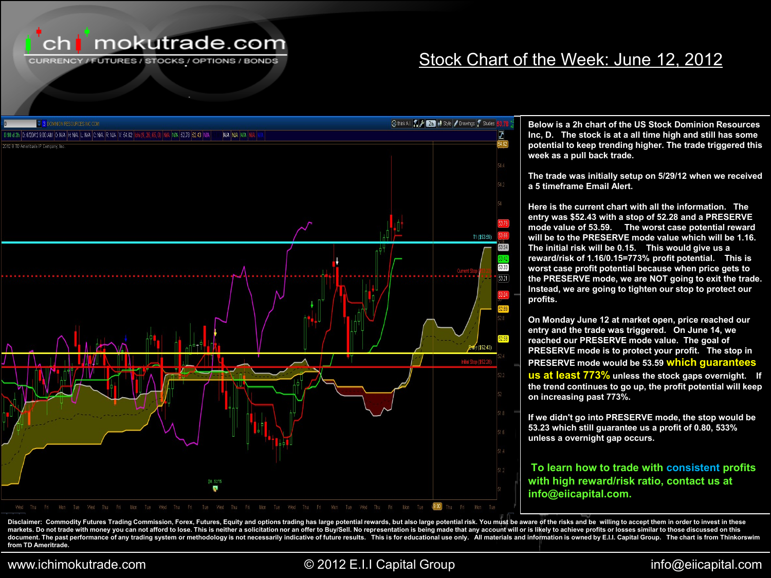# Stock Chart of the Week: June 12, 2012

Below is a 2h chart of the US Stock Dominion Resources Inc, D. The stock is at a all time high and still has some potential to keep trending higher. The trade triggered this week as a pull back trade.

The trade was initially setup on 5/29/12 when we received a 5 timeframe Email Alert.

Here is the current chart with all the information. The entry was $52.43 with a stop of 52.28 and a PRESERVE mode value of 53.59. The worst case potential reward will be to the PRESERVE mode value which will be 1.16. The initial risk will be 0.15. This would give us a reward/risk of 1.16/0.15=773% profit potential. This is worst case profit potential because when price gets to the PRESERVE mode, we are NOT going to exit the trade. Instead, we are going to tighten our stop to protect our profits.

On Monday June 12 at market open, price reached our entry and the trade was triggered. On June 14, we reached our PRESERVE mode value. The goal of PRESERVE mode is to protect your profit. The stop in PRESERVE mode would be 53.59 **which guarantees us at least 773%** unless the stock gaps overnight. If the trend continues to go up, the profit potential will keep on increasing past 773%.

If we didn't go into PRESERVE mode, the stop would be 53.23 which still guarantee us a profit of 0.80, 533% unless a overnight gap occurs.

**To learn how to trade with consistent profits with high reward/risk ratio, contact us at info@eiicapital.com.**

Disclaimer: Commodity Futures Trading Commission, Forex, Futures, Equity and options trading has large potential rewards, but also large potential risk. You must be aware of the risks and be willing to accept them in order to invest in these markets. Do not trade with money you can not afford to lose. This is neither a solicitation nor an offer to Buy/Sell. No representation is being made that any account will or is likely to achieve profits or losses similar to those discussed on this document. The past performance of any trading system or methodology is not necessarily indicative of future results. This is for educational use only. All materials and information is owned by E.I.I. Capital Group. The chart is from Thinkorswim from TD Ameritrade.

www.ichimokutrade.com © 2012 E.I.I Capital Group info@eiicapital.com